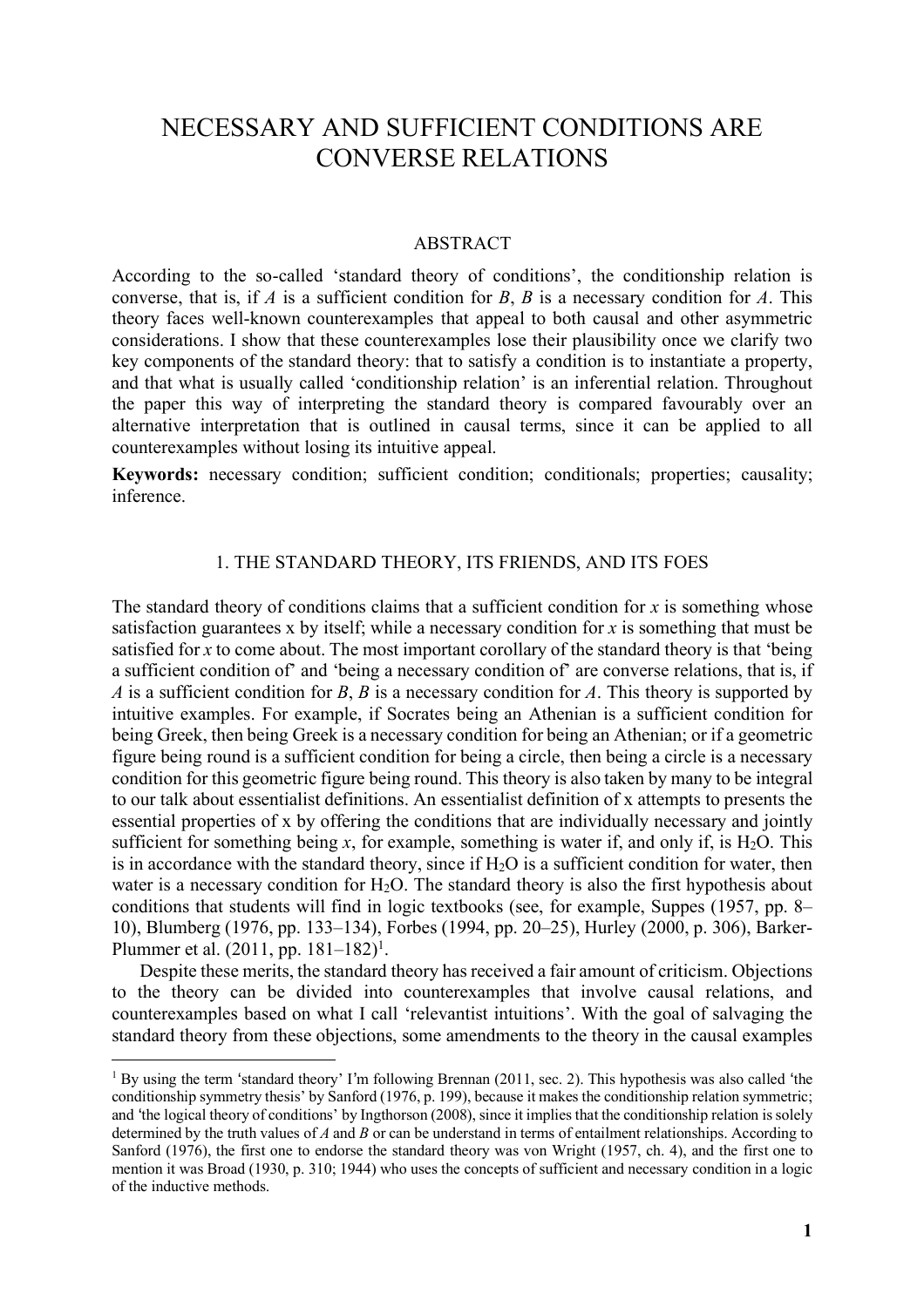# NECESSARY AND SUFFICIENT CONDITIONS ARE CONVERSE RELATIONS

## ABSTRACT

According to the so-called 'standard theory of conditions', the conditionship relation is converse, that is, if *A* is a sufficient condition for *B*, *B* is a necessary condition for *A*. This theory faces well-known counterexamples that appeal to both causal and other asymmetric considerations. I show that these counterexamples lose their plausibility once we clarify two key components of the standard theory: that to satisfy a condition is to instantiate a property, and that what is usually called 'conditionship relation' is an inferential relation. Throughout the paper this way of interpreting the standard theory is compared favourably over an alternative interpretation that is outlined in causal terms, since it can be applied to all counterexamples without losing its intuitive appeal.

**Keywords:** necessary condition; sufficient condition; conditionals; properties; causality; inference.

## 1. THE STANDARD THEORY, ITS FRIENDS, AND ITS FOES

The standard theory of conditions claims that a sufficient condition for *x* is something whose satisfaction guarantees x by itself; while a necessary condition for *x* is something that must be satisfied for *x* to come about. The most important corollary of the standard theory is that 'being a sufficient condition of' and 'being a necessary condition of' are converse relations, that is, if *A* is a sufficient condition for *B*, *B* is a necessary condition for *A*. This theory is supported by intuitive examples. For example, if Socrates being an Athenian is a sufficient condition for being Greek, then being Greek is a necessary condition for being an Athenian; or if a geometric figure being round is a sufficient condition for being a circle, then being a circle is a necessary condition for this geometric figure being round. This theory is also taken by many to be integral to our talk about essentialist definitions. An essentialist definition of x attempts to presents the essential properties of x by offering the conditions that are individually necessary and jointly sufficient for something being *x*, for example, something is water if, and only if, is $H_2O$. This is in accordance with the standard theory, since if $H_2O$ is a sufficient condition for water, then water is a necessary condition for $H_2O$. The standard theory is also the first hypothesis about conditions that students will find in logic textbooks (see, for example, Suppes (1957, pp. 8–10), Blumberg (1976, pp. 133–134), Forbes (1994, pp. 20–25), Hurley (2000, p. 306), Barker-Plummer et al. (2011, pp. 181–182)[1].

Despite these merits, the standard theory has received a fair amount of criticism. Objections to the theory can be divided into counterexamples that involve causal relations, and counterexamples based on what I call 'relevantist intuitions'. With the goal of salvaging the standard theory from these objections, some amendments to the theory in the causal examples

[1] By using the term 'standard theory' I'm following Brennan (2011, sec. 2). This hypothesis was also called 'the conditionship symmetry thesis' by Sanford (1976, p. 199), because it makes the conditionship relation symmetric; and 'the logical theory of conditions' by Ingthorson (2008), since it implies that the conditionship relation is solely determined by the truth values of *A* and *B* or can be understand in terms of entailment relationships. According to Sanford (1976), the first one to endorse the standard theory was von Wright (1957, ch. 4), and the first one to mention it was Broad (1930, p. 310; 1944) who uses the concepts of sufficient and necessary condition in a logic of the inductive methods.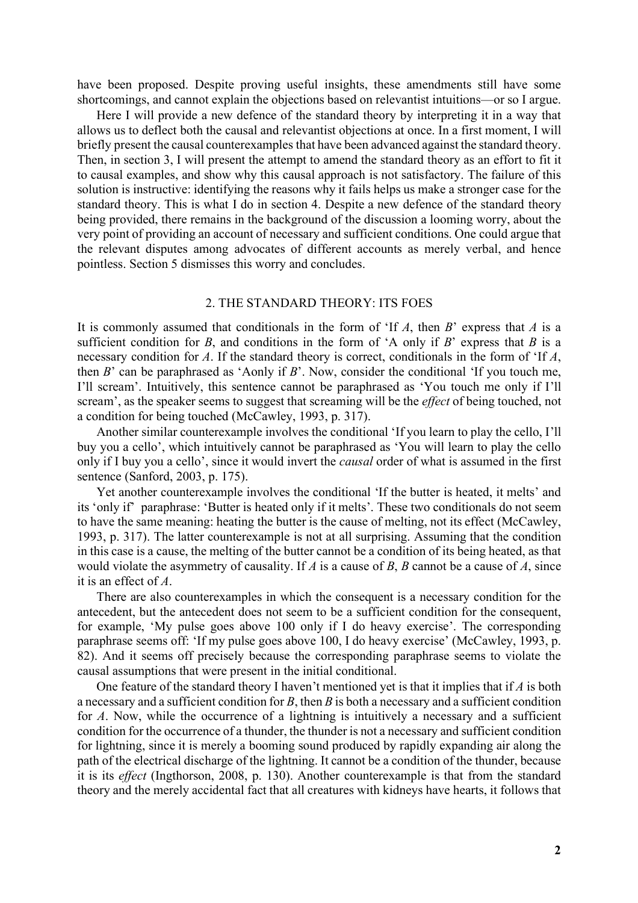have been proposed. Despite proving useful insights, these amendments still have some shortcomings, and cannot explain the objections based on relevantist intuitions—or so I argue.

Here I will provide a new defence of the standard theory by interpreting it in a way that allows us to deflect both the causal and relevantist objections at once. In a first moment, I will briefly present the causal counterexamples that have been advanced against the standard theory. Then, in section 3, I will present the attempt to amend the standard theory as an effort to fit it to causal examples, and show why this causal approach is not satisfactory. The failure of this solution is instructive: identifying the reasons why it fails helps us make a stronger case for the standard theory. This is what I do in section 4. Despite a new defence of the standard theory being provided, there remains in the background of the discussion a looming worry, about the very point of providing an account of necessary and sufficient conditions. One could argue that the relevant disputes among advocates of different accounts as merely verbal, and hence pointless. Section 5 dismisses this worry and concludes.

## 2. THE STANDARD THEORY: ITS FOES

It is commonly assumed that conditionals in the form of 'If *A*, then *B*' express that *A* is a sufficient condition for *B*, and conditions in the form of 'A only if *B*' express that *B* is a necessary condition for *A*. If the standard theory is correct, conditionals in the form of 'If *A*, then *B*' can be paraphrased as 'Aonly if *B*'. Now, consider the conditional 'If you touch me, I'll scream'. Intuitively, this sentence cannot be paraphrased as 'You touch me only if I'll scream', as the speaker seems to suggest that screaming will be the *effect* of being touched, not a condition for being touched (McCawley, 1993, p. 317).

Another similar counterexample involves the conditional 'If you learn to play the cello, I'll buy you a cello', which intuitively cannot be paraphrased as 'You will learn to play the cello only if I buy you a cello', since it would invert the *causal* order of what is assumed in the first sentence (Sanford, 2003, p. 175).

Yet another counterexample involves the conditional 'If the butter is heated, it melts' and its 'only if' paraphrase: 'Butter is heated only if it melts'. These two conditionals do not seem to have the same meaning: heating the butter is the cause of melting, not its effect (McCawley, 1993, p. 317). The latter counterexample is not at all surprising. Assuming that the condition in this case is a cause, the melting of the butter cannot be a condition of its being heated, as that would violate the asymmetry of causality. If *A* is a cause of *B*, *B* cannot be a cause of *A*, since it is an effect of *A*.

There are also counterexamples in which the consequent is a necessary condition for the antecedent, but the antecedent does not seem to be a sufficient condition for the consequent, for example, 'My pulse goes above 100 only if I do heavy exercise'. The corresponding paraphrase seems off: 'If my pulse goes above 100, I do heavy exercise' (McCawley, 1993, p. 82). And it seems off precisely because the corresponding paraphrase seems to violate the causal assumptions that were present in the initial conditional.

One feature of the standard theory I haven't mentioned yet is that it implies that if *A* is both a necessary and a sufficient condition for *B*, then *B* is both a necessary and a sufficient condition for *A*. Now, while the occurrence of a lightning is intuitively a necessary and a sufficient condition for the occurrence of a thunder, the thunder is not a necessary and sufficient condition for lightning, since it is merely a booming sound produced by rapidly expanding air along the path of the electrical discharge of the lightning. It cannot be a condition of the thunder, because it is its *effect* (Ingthorson, 2008, p. 130). Another counterexample is that from the standard theory and the merely accidental fact that all creatures with kidneys have hearts, it follows that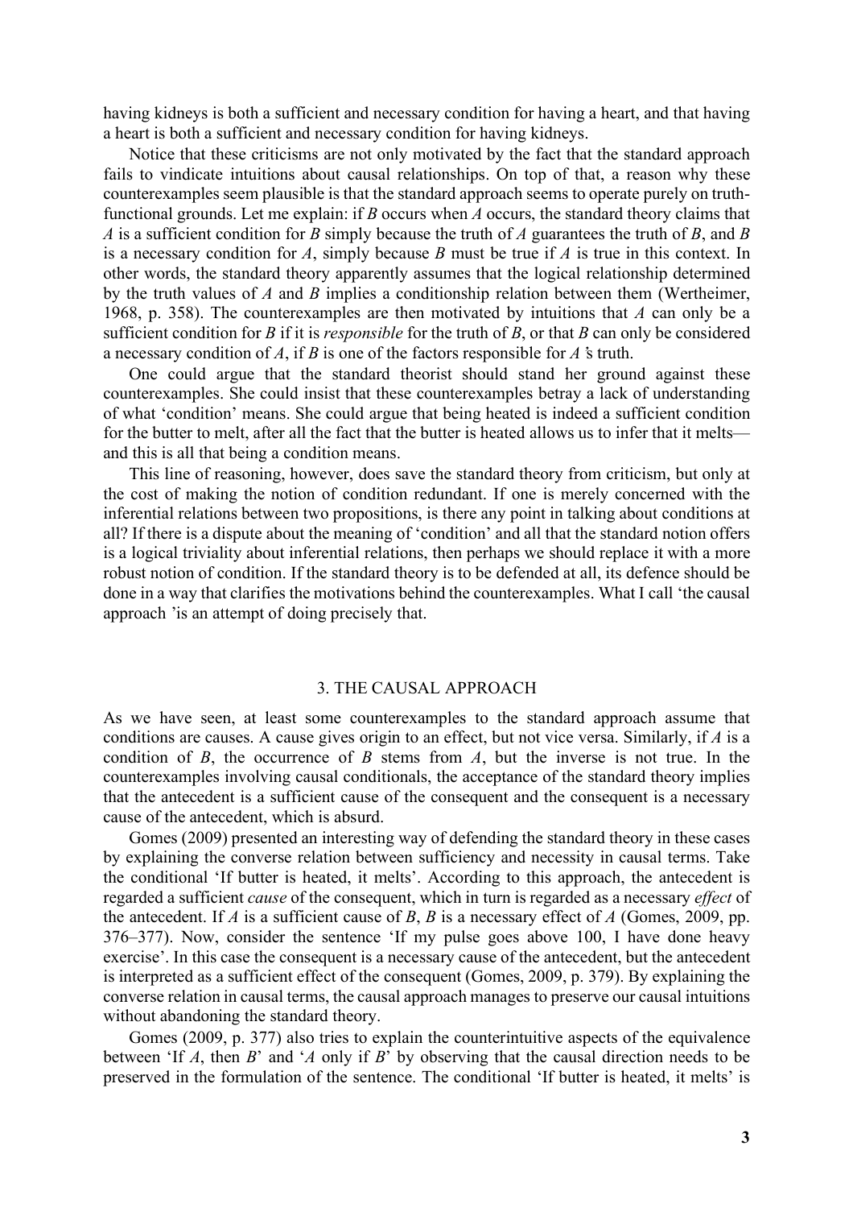having kidneys is both a sufficient and necessary condition for having a heart, and that having a heart is both a sufficient and necessary condition for having kidneys.

Notice that these criticisms are not only motivated by the fact that the standard approach fails to vindicate intuitions about causal relationships. On top of that, a reason why these counterexamples seem plausible is that the standard approach seems to operate purely on truth-functional grounds. Let me explain: if *B* occurs when *A* occurs, the standard theory claims that *A* is a sufficient condition for *B* simply because the truth of *A* guarantees the truth of *B*, and *B* is a necessary condition for *A*, simply because *B* must be true if *A* is true in this context. In other words, the standard theory apparently assumes that the logical relationship determined by the truth values of *A* and *B* implies a conditionship relation between them (Wertheimer, 1968, p. 358). The counterexamples are then motivated by intuitions that *A* can only be a sufficient condition for *B* if it is *responsible* for the truth of *B*, or that *B* can only be considered a necessary condition of *A*, if *B* is one of the factors responsible for *A*'s truth.

One could argue that the standard theorist should stand her ground against these counterexamples. She could insist that these counterexamples betray a lack of understanding of what 'condition' means. She could argue that being heated is indeed a sufficient condition for the butter to melt, after all the fact that the butter is heated allows us to infer that it melts—and this is all that being a condition means.

This line of reasoning, however, does save the standard theory from criticism, but only at the cost of making the notion of condition redundant. If one is merely concerned with the inferential relations between two propositions, is there any point in talking about conditions at all? If there is a dispute about the meaning of 'condition' and all that the standard notion offers is a logical triviality about inferential relations, then perhaps we should replace it with a more robust notion of condition. If the standard theory is to be defended at all, its defence should be done in a way that clarifies the motivations behind the counterexamples. What I call 'the causal approach 'is an attempt of doing precisely that.

## 3. THE CAUSAL APPROACH

As we have seen, at least some counterexamples to the standard approach assume that conditions are causes. A cause gives origin to an effect, but not vice versa. Similarly, if *A* is a condition of *B*, the occurrence of *B* stems from *A*, but the inverse is not true. In the counterexamples involving causal conditionals, the acceptance of the standard theory implies that the antecedent is a sufficient cause of the consequent and the consequent is a necessary cause of the antecedent, which is absurd.

Gomes (2009) presented an interesting way of defending the standard theory in these cases by explaining the converse relation between sufficiency and necessity in causal terms. Take the conditional 'If butter is heated, it melts'. According to this approach, the antecedent is regarded a sufficient *cause* of the consequent, which in turn is regarded as a necessary *effect* of the antecedent. If *A* is a sufficient cause of *B*, *B* is a necessary effect of *A* (Gomes, 2009, pp. 376–377). Now, consider the sentence 'If my pulse goes above 100, I have done heavy exercise'. In this case the consequent is a necessary cause of the antecedent, but the antecedent is interpreted as a sufficient effect of the consequent (Gomes, 2009, p. 379). By explaining the converse relation in causal terms, the causal approach manages to preserve our causal intuitions without abandoning the standard theory.

Gomes (2009, p. 377) also tries to explain the counterintuitive aspects of the equivalence between 'If *A*, then *B*' and '*A* only if *B*' by observing that the causal direction needs to be preserved in the formulation of the sentence. The conditional 'If butter is heated, it melts' is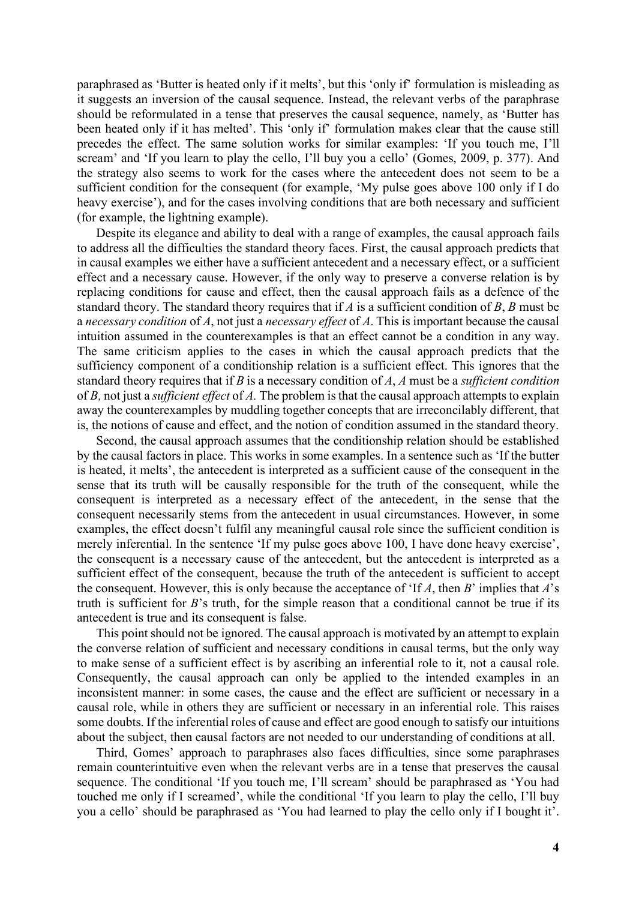paraphrased as 'Butter is heated only if it melts', but this 'only if' formulation is misleading as it suggests an inversion of the causal sequence. Instead, the relevant verbs of the paraphrase should be reformulated in a tense that preserves the causal sequence, namely, as 'Butter has been heated only if it has melted'. This 'only if' formulation makes clear that the cause still precedes the effect. The same solution works for similar examples: 'If you touch me, I'll scream' and 'If you learn to play the cello, I'll buy you a cello' (Gomes, 2009, p. 377). And the strategy also seems to work for the cases where the antecedent does not seem to be a sufficient condition for the consequent (for example, 'My pulse goes above 100 only if I do heavy exercise'), and for the cases involving conditions that are both necessary and sufficient (for example, the lightning example).

Despite its elegance and ability to deal with a range of examples, the causal approach fails to address all the difficulties the standard theory faces. First, the causal approach predicts that in causal examples we either have a sufficient antecedent and a necessary effect, or a sufficient effect and a necessary cause. However, if the only way to preserve a converse relation is by replacing conditions for cause and effect, then the causal approach fails as a defence of the standard theory. The standard theory requires that if *A* is a sufficient condition of *B*, *B* must be a *necessary condition* of *A*, not just a *necessary effect* of *A*. This is important because the causal intuition assumed in the counterexamples is that an effect cannot be a condition in any way. The same criticism applies to the cases in which the causal approach predicts that the sufficiency component of a conditionship relation is a sufficient effect. This ignores that the standard theory requires that if *B* is a necessary condition of *A*, *A* must be a *sufficient condition* of *B,* not just a *sufficient effect* of *A.* The problem is that the causal approach attempts to explain away the counterexamples by muddling together concepts that are irreconcilably different, that is, the notions of cause and effect, and the notion of condition assumed in the standard theory.

Second, the causal approach assumes that the conditionship relation should be established by the causal factors in place. This works in some examples. In a sentence such as 'If the butter is heated, it melts', the antecedent is interpreted as a sufficient cause of the consequent in the sense that its truth will be causally responsible for the truth of the consequent, while the consequent is interpreted as a necessary effect of the antecedent, in the sense that the consequent necessarily stems from the antecedent in usual circumstances. However, in some examples, the effect doesn't fulfil any meaningful causal role since the sufficient condition is merely inferential. In the sentence 'If my pulse goes above 100, I have done heavy exercise', the consequent is a necessary cause of the antecedent, but the antecedent is interpreted as a sufficient effect of the consequent, because the truth of the antecedent is sufficient to accept the consequent. However, this is only because the acceptance of 'If *A*, then *B*' implies that *A*'s truth is sufficient for *B*'s truth, for the simple reason that a conditional cannot be true if its antecedent is true and its consequent is false.

This point should not be ignored. The causal approach is motivated by an attempt to explain the converse relation of sufficient and necessary conditions in causal terms, but the only way to make sense of a sufficient effect is by ascribing an inferential role to it, not a causal role. Consequently, the causal approach can only be applied to the intended examples in an inconsistent manner: in some cases, the cause and the effect are sufficient or necessary in a causal role, while in others they are sufficient or necessary in an inferential role. This raises some doubts. If the inferential roles of cause and effect are good enough to satisfy our intuitions about the subject, then causal factors are not needed to our understanding of conditions at all.

Third, Gomes' approach to paraphrases also faces difficulties, since some paraphrases remain counterintuitive even when the relevant verbs are in a tense that preserves the causal sequence. The conditional 'If you touch me, I'll scream' should be paraphrased as 'You had touched me only if I screamed', while the conditional 'If you learn to play the cello, I'll buy you a cello' should be paraphrased as 'You had learned to play the cello only if I bought it'.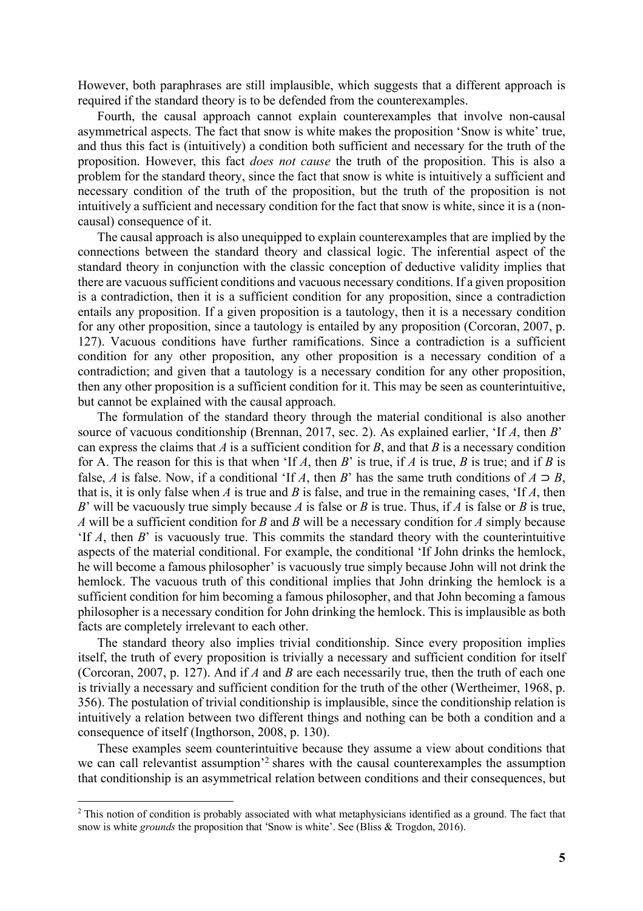However, both paraphrases are still implausible, which suggests that a different approach is required if the standard theory is to be defended from the counterexamples.

Fourth, the causal approach cannot explain counterexamples that involve non-causal asymmetrical aspects. The fact that snow is white makes the proposition 'Snow is white' true, and thus this fact is (intuitively) a condition both sufficient and necessary for the truth of the proposition. However, this fact *does not cause* the truth of the proposition. This is also a problem for the standard theory, since the fact that snow is white is intuitively a sufficient and necessary condition of the truth of the proposition, but the truth of the proposition is not intuitively a sufficient and necessary condition for the fact that snow is white, since it is a (non-causal) consequence of it.

The causal approach is also unequipped to explain counterexamples that are implied by the connections between the standard theory and classical logic. The inferential aspect of the standard theory in conjunction with the classic conception of deductive validity implies that there are vacuous sufficient conditions and vacuous necessary conditions. If a given proposition is a contradiction, then it is a sufficient condition for any proposition, since a contradiction entails any proposition. If a given proposition is a tautology, then it is a necessary condition for any other proposition, since a tautology is entailed by any proposition (Corcoran, 2007, p. 127). Vacuous conditions have further ramifications. Since a contradiction is a sufficient condition for any other proposition, any other proposition is a necessary condition of a contradiction; and given that a tautology is a necessary condition for any other proposition, then any other proposition is a sufficient condition for it. This may be seen as counterintuitive, but cannot be explained with the causal approach.

The formulation of the standard theory through the material conditional is also another source of vacuous conditionship (Brennan, 2017, sec. 2). As explained earlier, 'If *A*, then *B*' can express the claims that *A* is a sufficient condition for *B*, and that *B* is a necessary condition for A. The reason for this is that when 'If *A*, then *B*' is true, if *A* is true, *B* is true; and if *B* is false, *A* is false. Now, if a conditional 'If *A*, then *B*' has the same truth conditions of $A \supset B$, that is, it is only false when *A* is true and *B* is false, and true in the remaining cases, 'If *A*, then *B*' will be vacuously true simply because *A* is false or *B* is true. Thus, if *A* is false or *B* is true, *A* will be a sufficient condition for *B* and *B* will be a necessary condition for *A* simply because 'If *A*, then *B*' is vacuously true. This commits the standard theory with the counterintuitive aspects of the material conditional. For example, the conditional 'If John drinks the hemlock, he will become a famous philosopher' is vacuously true simply because John will not drink the hemlock. The vacuous truth of this conditional implies that John drinking the hemlock is a sufficient condition for him becoming a famous philosopher, and that John becoming a famous philosopher is a necessary condition for John drinking the hemlock. This is implausible as both facts are completely irrelevant to each other.

The standard theory also implies trivial conditionship. Since every proposition implies itself, the truth of every proposition is trivially a necessary and sufficient condition for itself (Corcoran, 2007, p. 127). And if *A* and *B* are each necessarily true, then the truth of each one is trivially a necessary and sufficient condition for the truth of the other (Wertheimer, 1968, p. 356). The postulation of trivial conditionship is implausible, since the conditionship relation is intuitively a relation between two different things and nothing can be both a condition and a consequence of itself (Ingthorson, 2008, p. 130).

These examples seem counterintuitive because they assume a view about conditions that we can call relevantist assumption'[2] shares with the causal counterexamples the assumption that conditionship is an asymmetrical relation between conditions and their consequences, but

---

[2] This notion of condition is probably associated with what metaphysicians identified as a ground. The fact that snow is white *grounds* the proposition that 'Snow is white'. See (Bliss & Trogdon, 2016).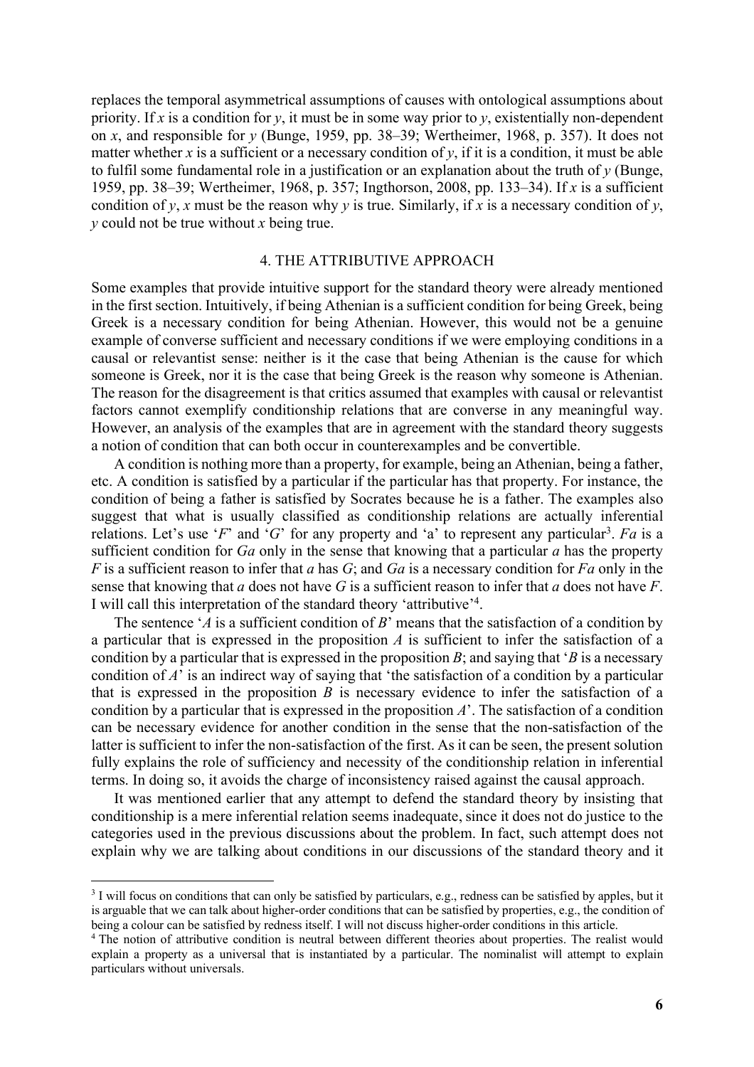replaces the temporal asymmetrical assumptions of causes with ontological assumptions about priority. If *x* is a condition for *y*, it must be in some way prior to *y*, existentially non-dependent on *x*, and responsible for *y* (Bunge, 1959, pp. 38–39; Wertheimer, 1968, p. 357). It does not matter whether *x* is a sufficient or a necessary condition of *y*, if it is a condition, it must be able to fulfil some fundamental role in a justification or an explanation about the truth of *y* (Bunge, 1959, pp. 38–39; Wertheimer, 1968, p. 357; Ingthorson, 2008, pp. 133–34). If *x* is a sufficient condition of *y*, *x* must be the reason why *y* is true. Similarly, if *x* is a necessary condition of *y*, *y* could not be true without *x* being true.

## 4. THE ATTRIBUTIVE APPROACH

Some examples that provide intuitive support for the standard theory were already mentioned in the first section. Intuitively, if being Athenian is a sufficient condition for being Greek, being Greek is a necessary condition for being Athenian. However, this would not be a genuine example of converse sufficient and necessary conditions if we were employing conditions in a causal or relevantist sense: neither is it the case that being Athenian is the cause for which someone is Greek, nor it is the case that being Greek is the reason why someone is Athenian. The reason for the disagreement is that critics assumed that examples with causal or relevantist factors cannot exemplify conditionship relations that are converse in any meaningful way. However, an analysis of the examples that are in agreement with the standard theory suggests a notion of condition that can both occur in counterexamples and be convertible.

A condition is nothing more than a property, for example, being an Athenian, being a father, etc. A condition is satisfied by a particular if the particular has that property. For instance, the condition of being a father is satisfied by Socrates because he is a father. The examples also suggest that what is usually classified as conditionship relations are actually inferential relations. Let's use '*F*' and '*G*' for any property and 'a' to represent any particular[3]. *Fa* is a sufficient condition for *Ga* only in the sense that knowing that a particular *a* has the property *F* is a sufficient reason to infer that *a* has *G*; and *Ga* is a necessary condition for *Fa* only in the sense that knowing that *a* does not have *G* is a sufficient reason to infer that *a* does not have *F*. I will call this interpretation of the standard theory 'attributive'[4].

The sentence '*A* is a sufficient condition of *B*' means that the satisfaction of a condition by a particular that is expressed in the proposition *A* is sufficient to infer the satisfaction of a condition by a particular that is expressed in the proposition *B*; and saying that '*B* is a necessary condition of *A*' is an indirect way of saying that 'the satisfaction of a condition by a particular that is expressed in the proposition *B* is necessary evidence to infer the satisfaction of a condition by a particular that is expressed in the proposition *A*'. The satisfaction of a condition can be necessary evidence for another condition in the sense that the non-satisfaction of the latter is sufficient to infer the non-satisfaction of the first. As it can be seen, the present solution fully explains the role of sufficiency and necessity of the conditionship relation in inferential terms. In doing so, it avoids the charge of inconsistency raised against the causal approach.

It was mentioned earlier that any attempt to defend the standard theory by insisting that conditionship is a mere inferential relation seems inadequate, since it does not do justice to the categories used in the previous discussions about the problem. In fact, such attempt does not explain why we are talking about conditions in our discussions of the standard theory and it

---

[3] I will focus on conditions that can only be satisfied by particulars, e.g., redness can be satisfied by apples, but it is arguable that we can talk about higher-order conditions that can be satisfied by properties, e.g., the condition of being a colour can be satisfied by redness itself. I will not discuss higher-order conditions in this article.

[4] The notion of attributive condition is neutral between different theories about properties. The realist would explain a property as a universal that is instantiated by a particular. The nominalist will attempt to explain particulars without universals.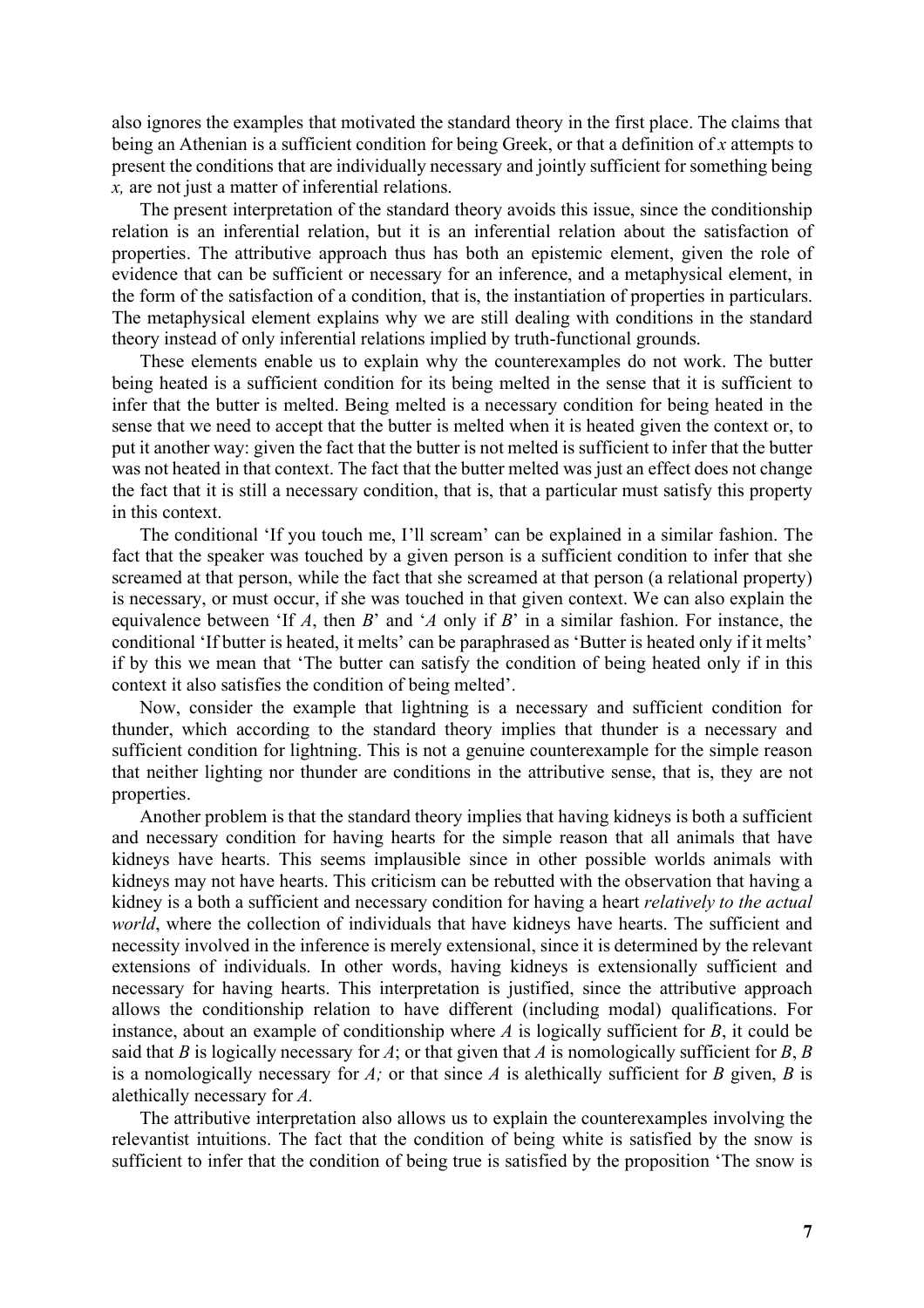also ignores the examples that motivated the standard theory in the first place. The claims that being an Athenian is a sufficient condition for being Greek, or that a definition of *x* attempts to present the conditions that are individually necessary and jointly sufficient for something being *x,* are not just a matter of inferential relations.

The present interpretation of the standard theory avoids this issue, since the conditionship relation is an inferential relation, but it is an inferential relation about the satisfaction of properties. The attributive approach thus has both an epistemic element, given the role of evidence that can be sufficient or necessary for an inference, and a metaphysical element, in the form of the satisfaction of a condition, that is, the instantiation of properties in particulars. The metaphysical element explains why we are still dealing with conditions in the standard theory instead of only inferential relations implied by truth-functional grounds.

These elements enable us to explain why the counterexamples do not work. The butter being heated is a sufficient condition for its being melted in the sense that it is sufficient to infer that the butter is melted. Being melted is a necessary condition for being heated in the sense that we need to accept that the butter is melted when it is heated given the context or, to put it another way: given the fact that the butter is not melted is sufficient to infer that the butter was not heated in that context. The fact that the butter melted was just an effect does not change the fact that it is still a necessary condition, that is, that a particular must satisfy this property in this context.

The conditional 'If you touch me, I'll scream' can be explained in a similar fashion. The fact that the speaker was touched by a given person is a sufficient condition to infer that she screamed at that person, while the fact that she screamed at that person (a relational property) is necessary, or must occur, if she was touched in that given context. We can also explain the equivalence between 'If *A*, then *B*' and '*A* only if *B*' in a similar fashion. For instance, the conditional 'If butter is heated, it melts' can be paraphrased as 'Butter is heated only if it melts' if by this we mean that 'The butter can satisfy the condition of being heated only if in this context it also satisfies the condition of being melted'.

Now, consider the example that lightning is a necessary and sufficient condition for thunder, which according to the standard theory implies that thunder is a necessary and sufficient condition for lightning. This is not a genuine counterexample for the simple reason that neither lighting nor thunder are conditions in the attributive sense, that is, they are not properties.

Another problem is that the standard theory implies that having kidneys is both a sufficient and necessary condition for having hearts for the simple reason that all animals that have kidneys have hearts. This seems implausible since in other possible worlds animals with kidneys may not have hearts. This criticism can be rebutted with the observation that having a kidney is a both a sufficient and necessary condition for having a heart *relatively to the actual world*, where the collection of individuals that have kidneys have hearts. The sufficient and necessity involved in the inference is merely extensional, since it is determined by the relevant extensions of individuals. In other words, having kidneys is extensionally sufficient and necessary for having hearts. This interpretation is justified, since the attributive approach allows the conditionship relation to have different (including modal) qualifications. For instance, about an example of conditionship where *A* is logically sufficient for *B*, it could be said that *B* is logically necessary for *A*; or that given that *A* is nomologically sufficient for *B*, *B* is a nomologically necessary for *A;* or that since *A* is alethically sufficient for *B* given, *B* is alethically necessary for *A.*

The attributive interpretation also allows us to explain the counterexamples involving the relevantist intuitions. The fact that the condition of being white is satisfied by the snow is sufficient to infer that the condition of being true is satisfied by the proposition 'The snow is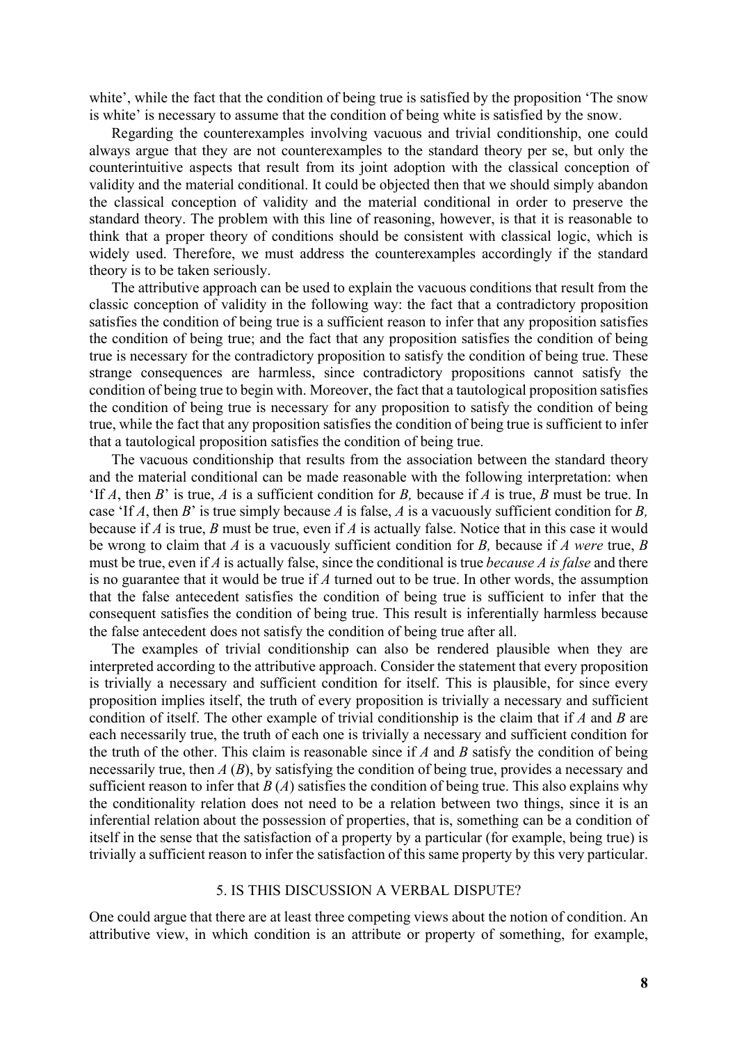white', while the fact that the condition of being true is satisfied by the proposition 'The snow is white' is necessary to assume that the condition of being white is satisfied by the snow.

Regarding the counterexamples involving vacuous and trivial conditionship, one could always argue that they are not counterexamples to the standard theory per se, but only the counterintuitive aspects that result from its joint adoption with the classical conception of validity and the material conditional. It could be objected then that we should simply abandon the classical conception of validity and the material conditional in order to preserve the standard theory. The problem with this line of reasoning, however, is that it is reasonable to think that a proper theory of conditions should be consistent with classical logic, which is widely used. Therefore, we must address the counterexamples accordingly if the standard theory is to be taken seriously.

The attributive approach can be used to explain the vacuous conditions that result from the classic conception of validity in the following way: the fact that a contradictory proposition satisfies the condition of being true is a sufficient reason to infer that any proposition satisfies the condition of being true; and the fact that any proposition satisfies the condition of being true is necessary for the contradictory proposition to satisfy the condition of being true. These strange consequences are harmless, since contradictory propositions cannot satisfy the condition of being true to begin with. Moreover, the fact that a tautological proposition satisfies the condition of being true is necessary for any proposition to satisfy the condition of being true, while the fact that any proposition satisfies the condition of being true is sufficient to infer that a tautological proposition satisfies the condition of being true.

The vacuous conditionship that results from the association between the standard theory and the material conditional can be made reasonable with the following interpretation: when 'If *A*, then *B*' is true, *A* is a sufficient condition for *B,* because if *A* is true, *B* must be true. In case 'If *A*, then *B*' is true simply because *A* is false, *A* is a vacuously sufficient condition for *B,* because if *A* is true, *B* must be true, even if *A* is actually false. Notice that in this case it would be wrong to claim that *A* is a vacuously sufficient condition for *B,* because if *A were* true, *B* must be true, even if *A* is actually false, since the conditional is true *because A is false* and there is no guarantee that it would be true if *A* turned out to be true. In other words, the assumption that the false antecedent satisfies the condition of being true is sufficient to infer that the consequent satisfies the condition of being true. This result is inferentially harmless because the false antecedent does not satisfy the condition of being true after all.

The examples of trivial conditionship can also be rendered plausible when they are interpreted according to the attributive approach. Consider the statement that every proposition is trivially a necessary and sufficient condition for itself. This is plausible, for since every proposition implies itself, the truth of every proposition is trivially a necessary and sufficient condition of itself. The other example of trivial conditionship is the claim that if *A* and *B* are each necessarily true, the truth of each one is trivially a necessary and sufficient condition for the truth of the other. This claim is reasonable since if *A* and *B* satisfy the condition of being necessarily true, then *A* (*B*), by satisfying the condition of being true, provides a necessary and sufficient reason to infer that *B* (*A*) satisfies the condition of being true. This also explains why the conditionality relation does not need to be a relation between two things, since it is an inferential relation about the possession of properties, that is, something can be a condition of itself in the sense that the satisfaction of a property by a particular (for example, being true) is trivially a sufficient reason to infer the satisfaction of this same property by this very particular.

## 5. IS THIS DISCUSSION A VERBAL DISPUTE?

One could argue that there are at least three competing views about the notion of condition. An attributive view, in which condition is an attribute or property of something, for example,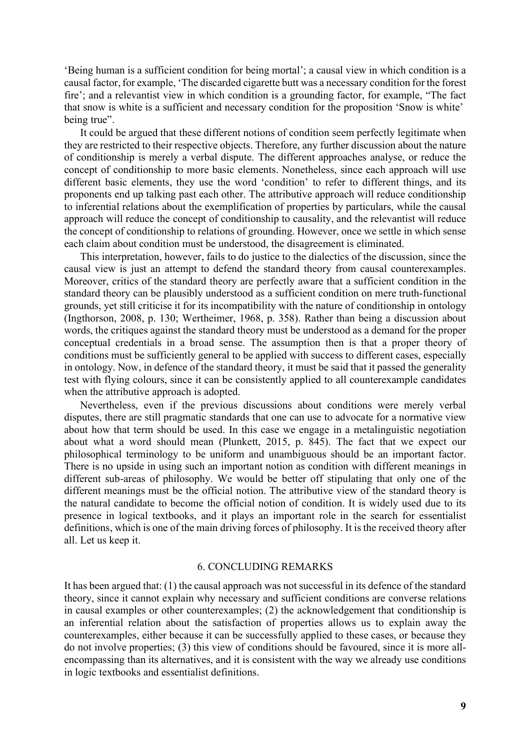'Being human is a sufficient condition for being mortal'; a causal view in which condition is a causal factor, for example, 'The discarded cigarette butt was a necessary condition for the forest fire'; and a relevantist view in which condition is a grounding factor, for example, "The fact that snow is white is a sufficient and necessary condition for the proposition 'Snow is white' being true".

It could be argued that these different notions of condition seem perfectly legitimate when they are restricted to their respective objects. Therefore, any further discussion about the nature of conditionship is merely a verbal dispute. The different approaches analyse, or reduce the concept of conditionship to more basic elements. Nonetheless, since each approach will use different basic elements, they use the word 'condition' to refer to different things, and its proponents end up talking past each other. The attributive approach will reduce conditionship to inferential relations about the exemplification of properties by particulars, while the causal approach will reduce the concept of conditionship to causality, and the relevantist will reduce the concept of conditionship to relations of grounding. However, once we settle in which sense each claim about condition must be understood, the disagreement is eliminated.

This interpretation, however, fails to do justice to the dialectics of the discussion, since the causal view is just an attempt to defend the standard theory from causal counterexamples. Moreover, critics of the standard theory are perfectly aware that a sufficient condition in the standard theory can be plausibly understood as a sufficient condition on mere truth-functional grounds, yet still criticise it for its incompatibility with the nature of conditionship in ontology (Ingthorson, 2008, p. 130; Wertheimer, 1968, p. 358). Rather than being a discussion about words, the critiques against the standard theory must be understood as a demand for the proper conceptual credentials in a broad sense. The assumption then is that a proper theory of conditions must be sufficiently general to be applied with success to different cases, especially in ontology. Now, in defence of the standard theory, it must be said that it passed the generality test with flying colours, since it can be consistently applied to all counterexample candidates when the attributive approach is adopted.

Nevertheless, even if the previous discussions about conditions were merely verbal disputes, there are still pragmatic standards that one can use to advocate for a normative view about how that term should be used. In this case we engage in a metalinguistic negotiation about what a word should mean (Plunkett, 2015, p. 845). The fact that we expect our philosophical terminology to be uniform and unambiguous should be an important factor. There is no upside in using such an important notion as condition with different meanings in different sub-areas of philosophy. We would be better off stipulating that only one of the different meanings must be the official notion. The attributive view of the standard theory is the natural candidate to become the official notion of condition. It is widely used due to its presence in logical textbooks, and it plays an important role in the search for essentialist definitions, which is one of the main driving forces of philosophy. It is the received theory after all. Let us keep it.

## 6. CONCLUDING REMARKS

It has been argued that: (1) the causal approach was not successful in its defence of the standard theory, since it cannot explain why necessary and sufficient conditions are converse relations in causal examples or other counterexamples; (2) the acknowledgement that conditionship is an inferential relation about the satisfaction of properties allows us to explain away the counterexamples, either because it can be successfully applied to these cases, or because they do not involve properties; (3) this view of conditions should be favoured, since it is more all-encompassing than its alternatives, and it is consistent with the way we already use conditions in logic textbooks and essentialist definitions.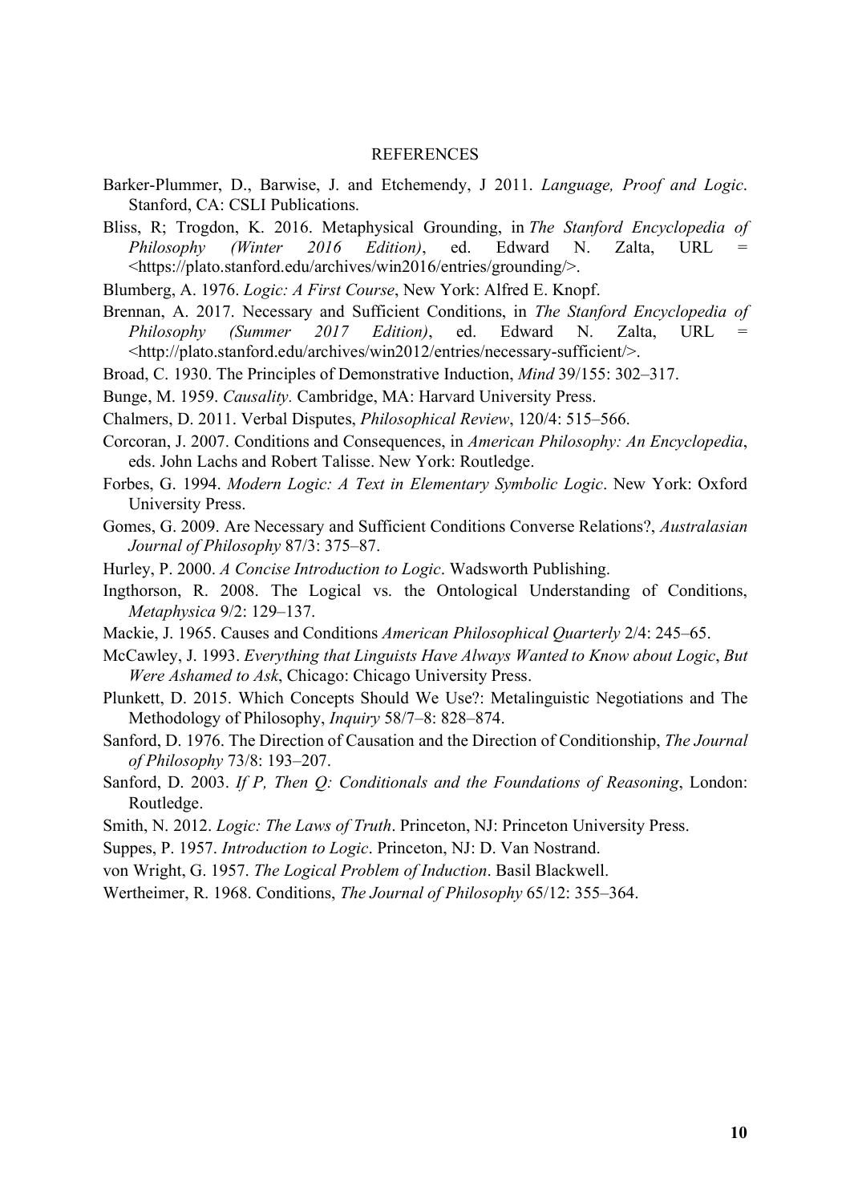## REFERENCES

Barker-Plummer, D., Barwise, J. and Etchemendy, J 2011. *Language, Proof and Logic*. Stanford, CA: CSLI Publications.

Bliss, R; Trogdon, K. 2016. Metaphysical Grounding, in *The Stanford Encyclopedia of Philosophy (Winter 2016 Edition)*, ed. Edward N. Zalta, URL = <https://plato.stanford.edu/archives/win2016/entries/grounding/>.

Blumberg, A. 1976. *Logic: A First Course*, New York: Alfred E. Knopf.

Brennan, A. 2017. Necessary and Sufficient Conditions, in *The Stanford Encyclopedia of Philosophy (Summer 2017 Edition)*, ed. Edward N. Zalta, URL = <http://plato.stanford.edu/archives/win2012/entries/necessary-sufficient/>.

Broad, C. 1930. The Principles of Demonstrative Induction, *Mind* 39/155: 302–317.

Bunge, M. 1959. *Causality*. Cambridge, MA: Harvard University Press.

Chalmers, D. 2011. Verbal Disputes, *Philosophical Review*, 120/4: 515–566.

Corcoran, J. 2007. Conditions and Consequences, in *American Philosophy: An Encyclopedia*, eds. John Lachs and Robert Talisse. New York: Routledge.

Forbes, G. 1994. *Modern Logic: A Text in Elementary Symbolic Logic*. New York: Oxford University Press.

Gomes, G. 2009. Are Necessary and Sufficient Conditions Converse Relations?, *Australasian Journal of Philosophy* 87/3: 375–87.

Hurley, P. 2000. *A Concise Introduction to Logic*. Wadsworth Publishing.

Ingthorson, R. 2008. The Logical vs. the Ontological Understanding of Conditions, *Metaphysica* 9/2: 129–137.

Mackie, J. 1965. Causes and Conditions *American Philosophical Quarterly* 2/4: 245–65.

McCawley, J. 1993. *Everything that Linguists Have Always Wanted to Know about Logic*, *But Were Ashamed to Ask*, Chicago: Chicago University Press.

Plunkett, D. 2015. Which Concepts Should We Use?: Metalinguistic Negotiations and The Methodology of Philosophy, *Inquiry* 58/7–8: 828–874.

Sanford, D. 1976. The Direction of Causation and the Direction of Conditionship, *The Journal of Philosophy* 73/8: 193–207.

Sanford, D. 2003. *If P, Then Q: Conditionals and the Foundations of Reasoning*, London: Routledge.

Smith, N. 2012. *Logic: The Laws of Truth*. Princeton, NJ: Princeton University Press.

Suppes, P. 1957. *Introduction to Logic*. Princeton, NJ: D. Van Nostrand.

von Wright, G. 1957. *The Logical Problem of Induction*. Basil Blackwell.

Wertheimer, R. 1968. Conditions, *The Journal of Philosophy* 65/12: 355–364.